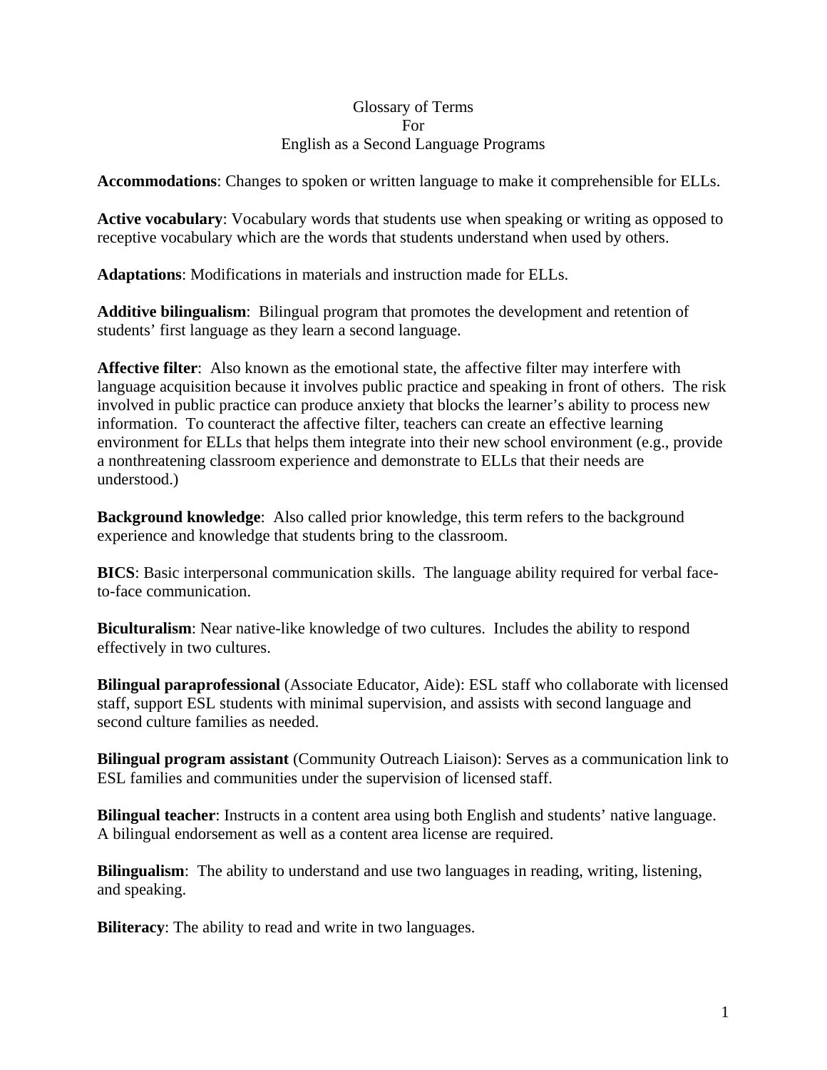# Glossary of Terms For English as a Second Language Programs

**Accommodations**: Changes to spoken or written language to make it comprehensible for ELLs.

**Active vocabulary**: Vocabulary words that students use when speaking or writing as opposed to receptive vocabulary which are the words that students understand when used by others.

**Adaptations**: Modifications in materials and instruction made for ELLs.

**Additive bilingualism**: Bilingual program that promotes the development and retention of students' first language as they learn a second language.

**Affective filter**: Also known as the emotional state, the affective filter may interfere with language acquisition because it involves public practice and speaking in front of others. The risk involved in public practice can produce anxiety that blocks the learner's ability to process new information. To counteract the affective filter, teachers can create an effective learning environment for ELLs that helps them integrate into their new school environment (e.g., provide a nonthreatening classroom experience and demonstrate to ELLs that their needs are understood.)

**Background knowledge**: Also called prior knowledge, this term refers to the background experience and knowledge that students bring to the classroom.

**BICS**: Basic interpersonal communication skills. The language ability required for verbal face-to-face communication.

**Biculturalism**: Near native-like knowledge of two cultures. Includes the ability to respond effectively in two cultures.

**Bilingual paraprofessional** (Associate Educator, Aide): ESL staff who collaborate with licensed staff, support ESL students with minimal supervision, and assists with second language and second culture families as needed.

**Bilingual program assistant** (Community Outreach Liaison): Serves as a communication link to ESL families and communities under the supervision of licensed staff.

**Bilingual teacher**: Instructs in a content area using both English and students' native language. A bilingual endorsement as well as a content area license are required.

**Bilingualism**: The ability to understand and use two languages in reading, writing, listening, and speaking.

**Biliteracy**: The ability to read and write in two languages.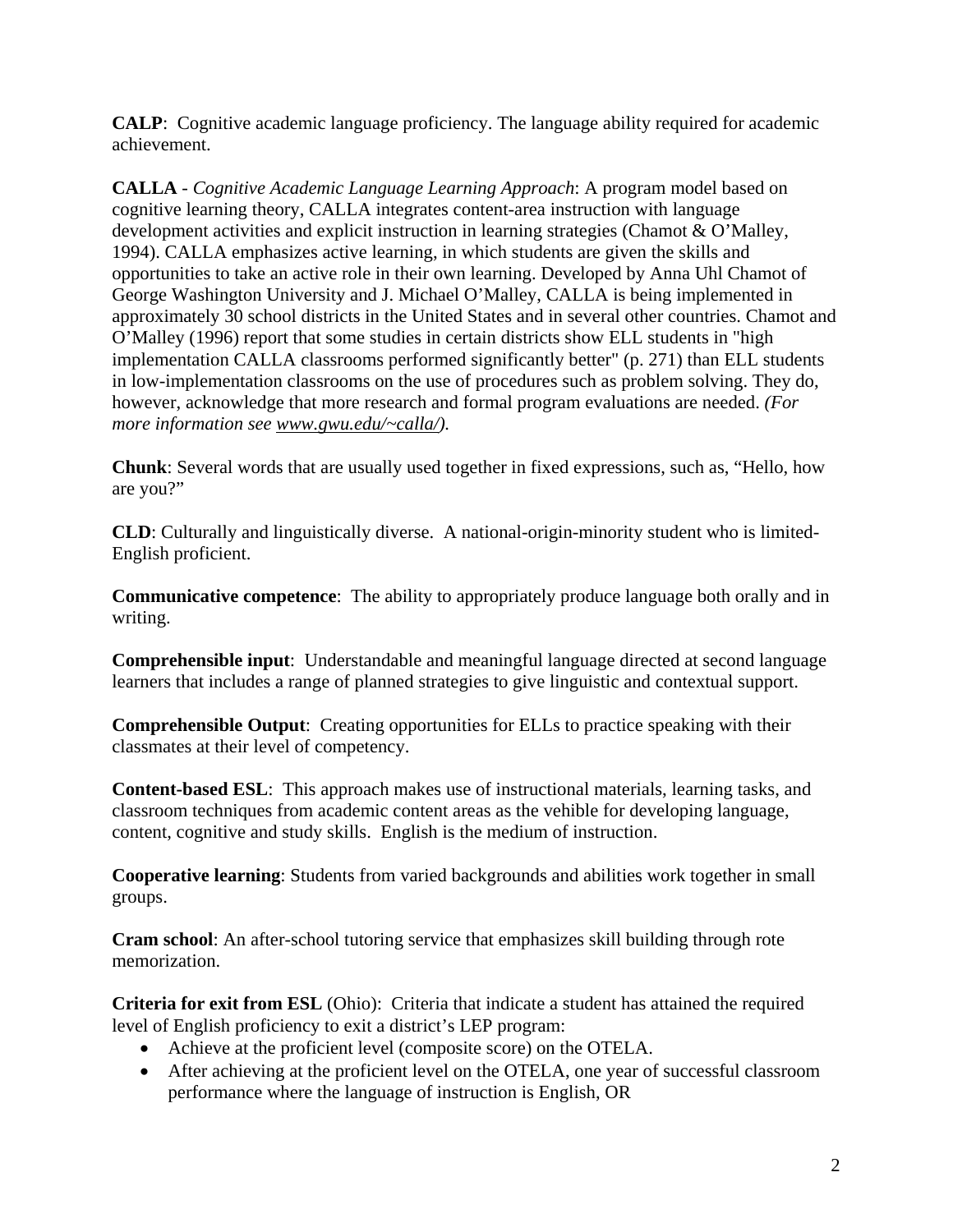**CALP**: Cognitive academic language proficiency. The language ability required for academic achievement.

**CALLA** - *Cognitive Academic Language Learning Approach*: A program model based on cognitive learning theory, CALLA integrates content-area instruction with language development activities and explicit instruction in learning strategies (Chamot & O'Malley, 1994). CALLA emphasizes active learning, in which students are given the skills and opportunities to take an active role in their own learning. Developed by Anna Uhl Chamot of George Washington University and J. Michael O'Malley, CALLA is being implemented in approximately 30 school districts in the United States and in several other countries. Chamot and O'Malley (1996) report that some studies in certain districts show ELL students in "high implementation CALLA classrooms performed significantly better" (p. 271) than ELL students in low-implementation classrooms on the use of procedures such as problem solving. They do, however, acknowledge that more research and formal program evaluations are needed. *(For more information see www.gwu.edu/~calla/).*

**Chunk**: Several words that are usually used together in fixed expressions, such as, "Hello, how are you?"

**CLD**: Culturally and linguistically diverse. A national-origin-minority student who is limited-English proficient.

**Communicative competence**: The ability to appropriately produce language both orally and in writing.

**Comprehensible input**: Understandable and meaningful language directed at second language learners that includes a range of planned strategies to give linguistic and contextual support.

**Comprehensible Output**: Creating opportunities for ELLs to practice speaking with their classmates at their level of competency.

**Content-based ESL**: This approach makes use of instructional materials, learning tasks, and classroom techniques from academic content areas as the vehible for developing language, content, cognitive and study skills. English is the medium of instruction.

**Cooperative learning**: Students from varied backgrounds and abilities work together in small groups.

**Cram school**: An after-school tutoring service that emphasizes skill building through rote memorization.

**Criteria for exit from ESL** (Ohio): Criteria that indicate a student has attained the required level of English proficiency to exit a district's LEP program:

- Achieve at the proficient level (composite score) on the OTELA.
- After achieving at the proficient level on the OTELA, one year of successful classroom performance where the language of instruction is English, OR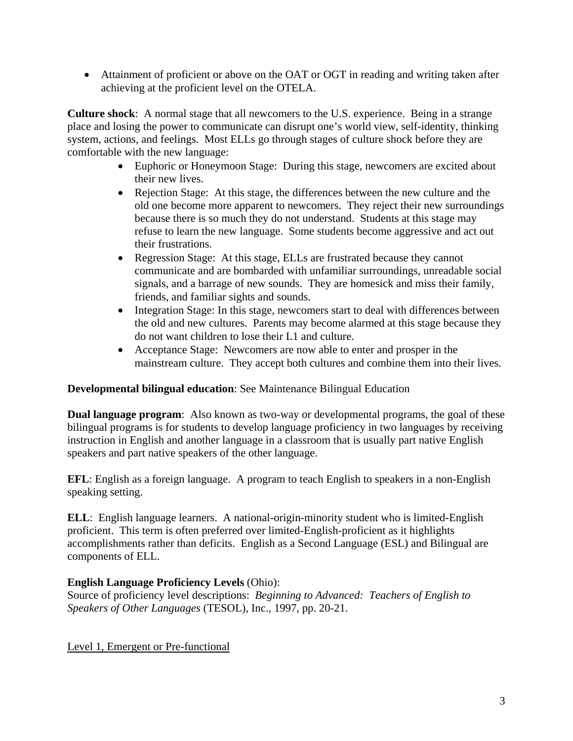- Attainment of proficient or above on the OAT or OGT in reading and writing taken after achieving at the proficient level on the OTELA.

**Culture shock**: A normal stage that all newcomers to the U.S. experience. Being in a strange place and losing the power to communicate can disrupt one's world view, self-identity, thinking system, actions, and feelings. Most ELLs go through stages of culture shock before they are comfortable with the new language:

- Euphoric or Honeymoon Stage: During this stage, newcomers are excited about their new lives.
- Rejection Stage: At this stage, the differences between the new culture and the old one become more apparent to newcomers. They reject their new surroundings because there is so much they do not understand. Students at this stage may refuse to learn the new language. Some students become aggressive and act out their frustrations.
- Regression Stage: At this stage, ELLs are frustrated because they cannot communicate and are bombarded with unfamiliar surroundings, unreadable social signals, and a barrage of new sounds. They are homesick and miss their family, friends, and familiar sights and sounds.
- Integration Stage: In this stage, newcomers start to deal with differences between the old and new cultures. Parents may become alarmed at this stage because they do not want children to lose their L1 and culture.
- Acceptance Stage: Newcomers are now able to enter and prosper in the mainstream culture. They accept both cultures and combine them into their lives.

**Developmental bilingual education**: See Maintenance Bilingual Education

**Dual language program**: Also known as two-way or developmental programs, the goal of these bilingual programs is for students to develop language proficiency in two languages by receiving instruction in English and another language in a classroom that is usually part native English speakers and part native speakers of the other language.

**EFL**: English as a foreign language. A program to teach English to speakers in a non-English speaking setting.

**ELL**: English language learners. A national-origin-minority student who is limited-English proficient. This term is often preferred over limited-English-proficient as it highlights accomplishments rather than deficits. English as a Second Language (ESL) and Bilingual are components of ELL.

**English Language Proficiency Levels** (Ohio):
Source of proficiency level descriptions: *Beginning to Advanced: Teachers of English to Speakers of Other Languages* (TESOL), Inc., 1997, pp. 20-21.

<u>Level 1, Emergent or Pre-functional</u>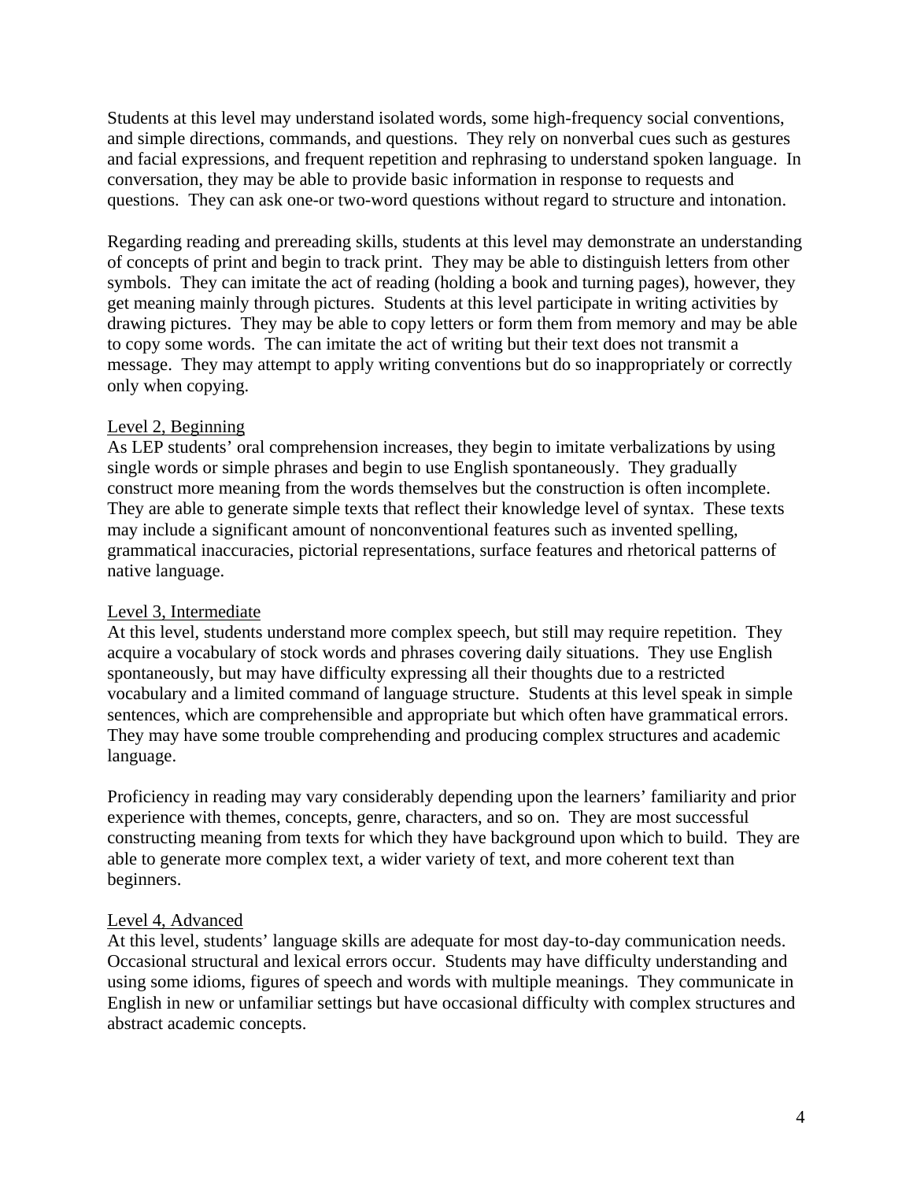Students at this level may understand isolated words, some high-frequency social conventions, and simple directions, commands, and questions. They rely on nonverbal cues such as gestures and facial expressions, and frequent repetition and rephrasing to understand spoken language. In conversation, they may be able to provide basic information in response to requests and questions. They can ask one-or two-word questions without regard to structure and intonation.

Regarding reading and prereading skills, students at this level may demonstrate an understanding of concepts of print and begin to track print. They may be able to distinguish letters from other symbols. They can imitate the act of reading (holding a book and turning pages), however, they get meaning mainly through pictures. Students at this level participate in writing activities by drawing pictures. They may be able to copy letters or form them from memory and may be able to copy some words. The can imitate the act of writing but their text does not transmit a message. They may attempt to apply writing conventions but do so inappropriately or correctly only when copying.

<u>Level 2, Beginning</u>
As LEP students' oral comprehension increases, they begin to imitate verbalizations by using single words or simple phrases and begin to use English spontaneously. They gradually construct more meaning from the words themselves but the construction is often incomplete. They are able to generate simple texts that reflect their knowledge level of syntax. These texts may include a significant amount of nonconventional features such as invented spelling, grammatical inaccuracies, pictorial representations, surface features and rhetorical patterns of native language.

<u>Level 3, Intermediate</u>
At this level, students understand more complex speech, but still may require repetition. They acquire a vocabulary of stock words and phrases covering daily situations. They use English spontaneously, but may have difficulty expressing all their thoughts due to a restricted vocabulary and a limited command of language structure. Students at this level speak in simple sentences, which are comprehensible and appropriate but which often have grammatical errors. They may have some trouble comprehending and producing complex structures and academic language.

Proficiency in reading may vary considerably depending upon the learners' familiarity and prior experience with themes, concepts, genre, characters, and so on. They are most successful constructing meaning from texts for which they have background upon which to build. They are able to generate more complex text, a wider variety of text, and more coherent text than beginners.

<u>Level 4, Advanced</u>
At this level, students' language skills are adequate for most day-to-day communication needs. Occasional structural and lexical errors occur. Students may have difficulty understanding and using some idioms, figures of speech and words with multiple meanings. They communicate in English in new or unfamiliar settings but have occasional difficulty with complex structures and abstract academic concepts.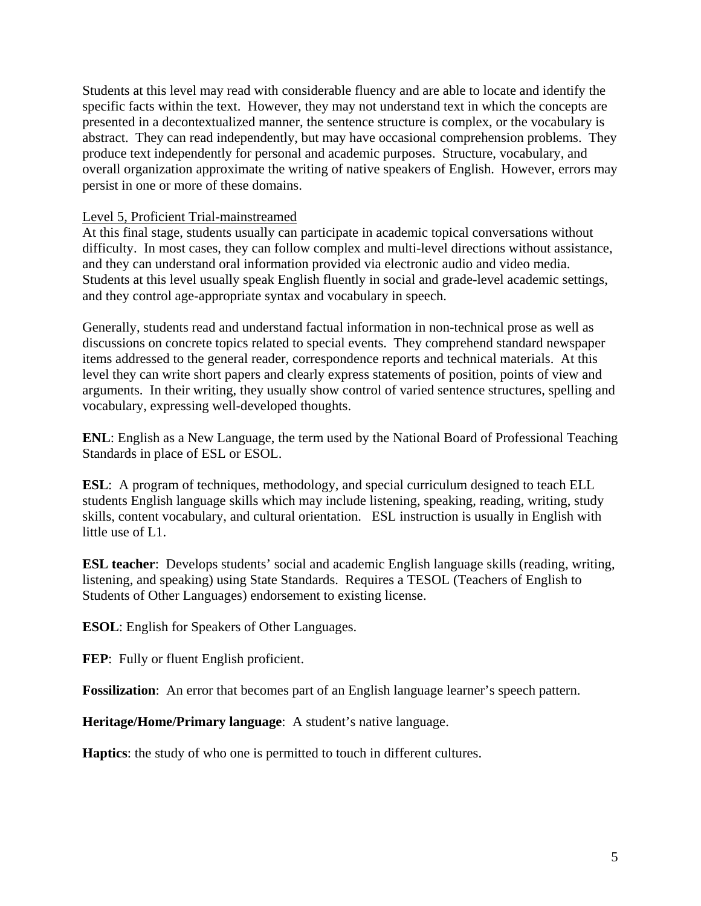Students at this level may read with considerable fluency and are able to locate and identify the specific facts within the text. However, they may not understand text in which the concepts are presented in a decontextualized manner, the sentence structure is complex, or the vocabulary is abstract. They can read independently, but may have occasional comprehension problems. They produce text independently for personal and academic purposes. Structure, vocabulary, and overall organization approximate the writing of native speakers of English. However, errors may persist in one or more of these domains.

<u>Level 5, Proficient Trial-mainstreamed</u>

At this final stage, students usually can participate in academic topical conversations without difficulty. In most cases, they can follow complex and multi-level directions without assistance, and they can understand oral information provided via electronic audio and video media. Students at this level usually speak English fluently in social and grade-level academic settings, and they control age-appropriate syntax and vocabulary in speech.

Generally, students read and understand factual information in non-technical prose as well as discussions on concrete topics related to special events. They comprehend standard newspaper items addressed to the general reader, correspondence reports and technical materials. At this level they can write short papers and clearly express statements of position, points of view and arguments. In their writing, they usually show control of varied sentence structures, spelling and vocabulary, expressing well-developed thoughts.

**ENL**: English as a New Language, the term used by the National Board of Professional Teaching Standards in place of ESL or ESOL.

**ESL**: A program of techniques, methodology, and special curriculum designed to teach ELL students English language skills which may include listening, speaking, reading, writing, study skills, content vocabulary, and cultural orientation. ESL instruction is usually in English with little use of L1.

**ESL teacher**: Develops students' social and academic English language skills (reading, writing, listening, and speaking) using State Standards. Requires a TESOL (Teachers of English to Students of Other Languages) endorsement to existing license.

**ESOL**: English for Speakers of Other Languages.

**FEP**: Fully or fluent English proficient.

**Fossilization**: An error that becomes part of an English language learner's speech pattern.

**Heritage/Home/Primary language**: A student's native language.

**Haptics**: the study of who one is permitted to touch in different cultures.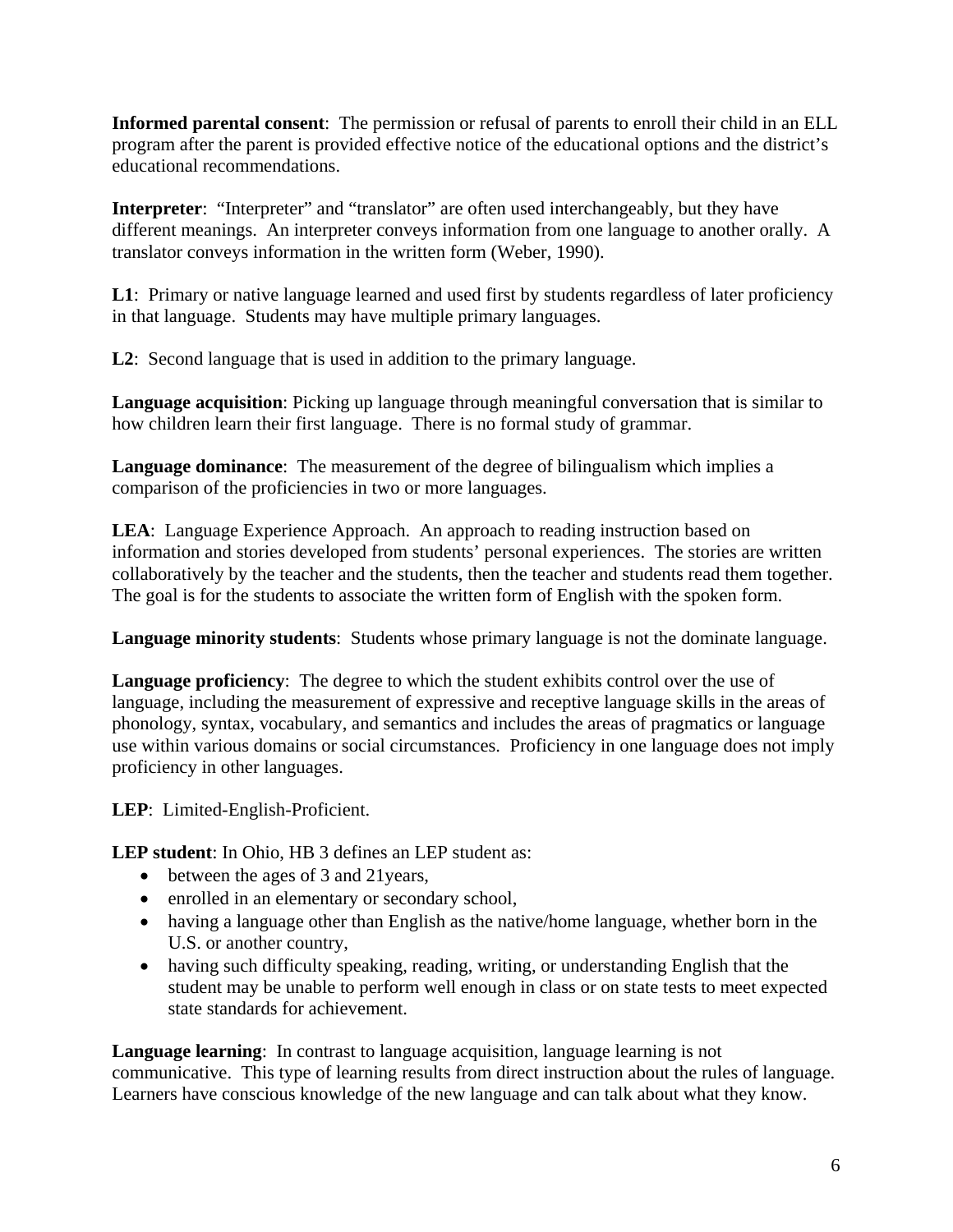**Informed parental consent**: The permission or refusal of parents to enroll their child in an ELL program after the parent is provided effective notice of the educational options and the district's educational recommendations.

**Interpreter**: "Interpreter" and "translator" are often used interchangeably, but they have different meanings. An interpreter conveys information from one language to another orally. A translator conveys information in the written form (Weber, 1990).

**L1**: Primary or native language learned and used first by students regardless of later proficiency in that language. Students may have multiple primary languages.

**L2**: Second language that is used in addition to the primary language.

**Language acquisition**: Picking up language through meaningful conversation that is similar to how children learn their first language. There is no formal study of grammar.

**Language dominance**: The measurement of the degree of bilingualism which implies a comparison of the proficiencies in two or more languages.

**LEA**: Language Experience Approach. An approach to reading instruction based on information and stories developed from students' personal experiences. The stories are written collaboratively by the teacher and the students, then the teacher and students read them together. The goal is for the students to associate the written form of English with the spoken form.

**Language minority students**: Students whose primary language is not the dominate language.

**Language proficiency**: The degree to which the student exhibits control over the use of language, including the measurement of expressive and receptive language skills in the areas of phonology, syntax, vocabulary, and semantics and includes the areas of pragmatics or language use within various domains or social circumstances. Proficiency in one language does not imply proficiency in other languages.

**LEP**: Limited-English-Proficient.

**LEP student**: In Ohio, HB 3 defines an LEP student as:

- between the ages of 3 and 21years,
- enrolled in an elementary or secondary school,
- having a language other than English as the native/home language, whether born in the U.S. or another country,
- having such difficulty speaking, reading, writing, or understanding English that the student may be unable to perform well enough in class or on state tests to meet expected state standards for achievement.

**Language learning**: In contrast to language acquisition, language learning is not communicative. This type of learning results from direct instruction about the rules of language. Learners have conscious knowledge of the new language and can talk about what they know.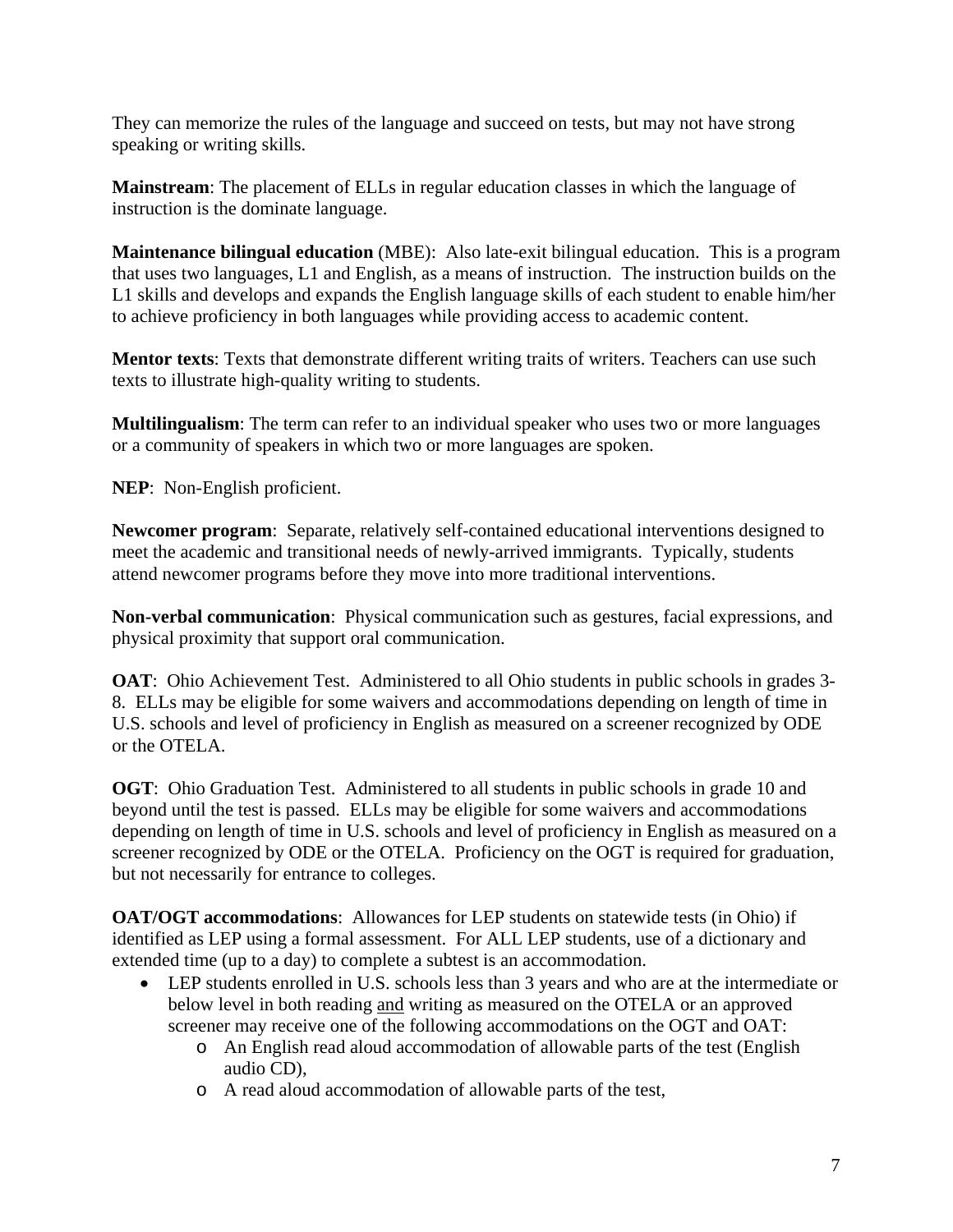They can memorize the rules of the language and succeed on tests, but may not have strong speaking or writing skills.

**Mainstream**: The placement of ELLs in regular education classes in which the language of instruction is the dominate language.

**Maintenance bilingual education** (MBE): Also late-exit bilingual education. This is a program that uses two languages, L1 and English, as a means of instruction. The instruction builds on the L1 skills and develops and expands the English language skills of each student to enable him/her to achieve proficiency in both languages while providing access to academic content.

**Mentor texts**: Texts that demonstrate different writing traits of writers. Teachers can use such texts to illustrate high-quality writing to students.

**Multilingualism**: The term can refer to an individual speaker who uses two or more languages or a community of speakers in which two or more languages are spoken.

**NEP**: Non-English proficient.

**Newcomer program**: Separate, relatively self-contained educational interventions designed to meet the academic and transitional needs of newly-arrived immigrants. Typically, students attend newcomer programs before they move into more traditional interventions.

**Non-verbal communication**: Physical communication such as gestures, facial expressions, and physical proximity that support oral communication.

**OAT**: Ohio Achievement Test. Administered to all Ohio students in public schools in grades 3-8. ELLs may be eligible for some waivers and accommodations depending on length of time in U.S. schools and level of proficiency in English as measured on a screener recognized by ODE or the OTELA.

**OGT**: Ohio Graduation Test. Administered to all students in public schools in grade 10 and beyond until the test is passed. ELLs may be eligible for some waivers and accommodations depending on length of time in U.S. schools and level of proficiency in English as measured on a screener recognized by ODE or the OTELA. Proficiency on the OGT is required for graduation, but not necessarily for entrance to colleges.

**OAT/OGT accommodations**: Allowances for LEP students on statewide tests (in Ohio) if identified as LEP using a formal assessment. For ALL LEP students, use of a dictionary and extended time (up to a day) to complete a subtest is an accommodation.

- LEP students enrolled in U.S. schools less than 3 years and who are at the intermediate or below level in both reading <u>and</u> writing as measured on the OTELA or an approved screener may receive one of the following accommodations on the OGT and OAT:
    - An English read aloud accommodation of allowable parts of the test (English audio CD),
    - A read aloud accommodation of allowable parts of the test,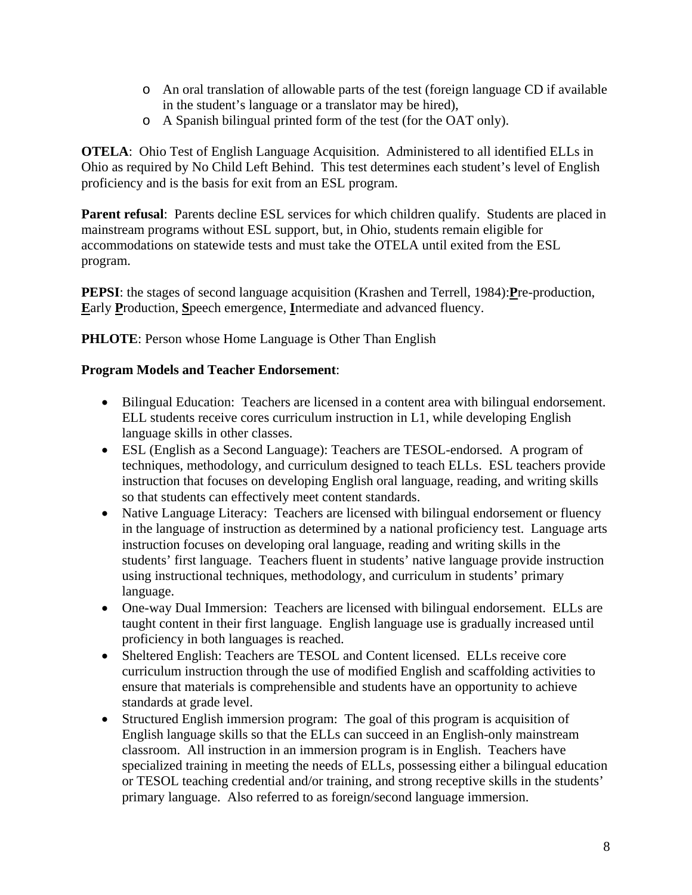- An oral translation of allowable parts of the test (foreign language CD if available in the student's language or a translator may be hired),
  - A Spanish bilingual printed form of the test (for the OAT only).

**OTELA**: Ohio Test of English Language Acquisition. Administered to all identified ELLs in Ohio as required by No Child Left Behind. This test determines each student's level of English proficiency and is the basis for exit from an ESL program.

**Parent refusal**: Parents decline ESL services for which children qualify. Students are placed in mainstream programs without ESL support, but, in Ohio, students remain eligible for accommodations on statewide tests and must take the OTELA until exited from the ESL program.

**PEPSI**: the stages of second language acquisition (Krashen and Terrell, 1984):**P**re-production, **E**arly **P**roduction, **S**peech emergence, **I**ntermediate and advanced fluency.

**PHLOTE**: Person whose Home Language is Other Than English

**Program Models and Teacher Endorsement**:

- Bilingual Education: Teachers are licensed in a content area with bilingual endorsement. ELL students receive cores curriculum instruction in L1, while developing English language skills in other classes.
- ESL (English as a Second Language): Teachers are TESOL-endorsed. A program of techniques, methodology, and curriculum designed to teach ELLs. ESL teachers provide instruction that focuses on developing English oral language, reading, and writing skills so that students can effectively meet content standards.
- Native Language Literacy: Teachers are licensed with bilingual endorsement or fluency in the language of instruction as determined by a national proficiency test. Language arts instruction focuses on developing oral language, reading and writing skills in the students' first language. Teachers fluent in students' native language provide instruction using instructional techniques, methodology, and curriculum in students' primary language.
- One-way Dual Immersion: Teachers are licensed with bilingual endorsement. ELLs are taught content in their first language. English language use is gradually increased until proficiency in both languages is reached.
- Sheltered English: Teachers are TESOL and Content licensed. ELLs receive core curriculum instruction through the use of modified English and scaffolding activities to ensure that materials is comprehensible and students have an opportunity to achieve standards at grade level.
- Structured English immersion program: The goal of this program is acquisition of English language skills so that the ELLs can succeed in an English-only mainstream classroom. All instruction in an immersion program is in English. Teachers have specialized training in meeting the needs of ELLs, possessing either a bilingual education or TESOL teaching credential and/or training, and strong receptive skills in the students' primary language. Also referred to as foreign/second language immersion.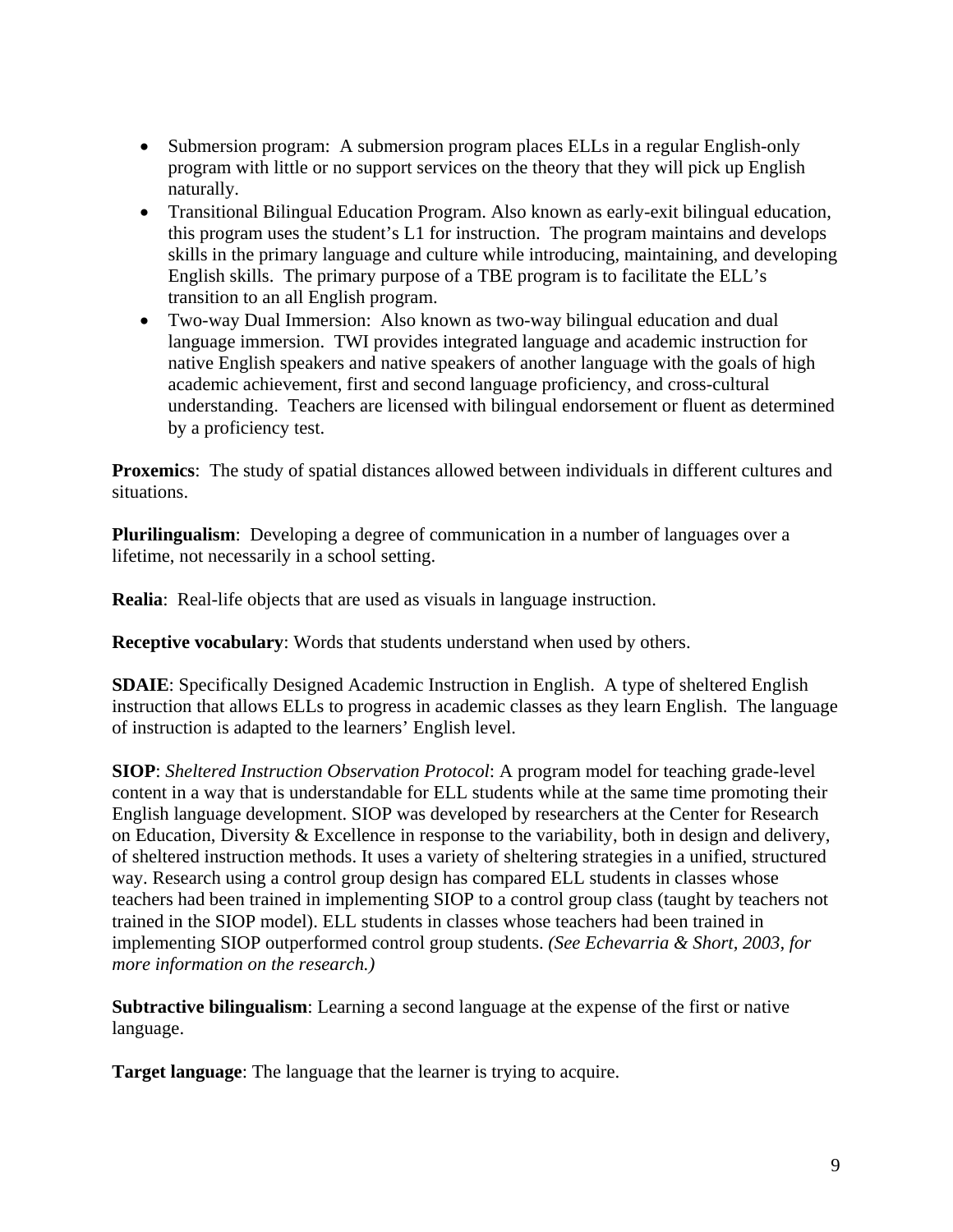- Submersion program: A submersion program places ELLs in a regular English-only program with little or no support services on the theory that they will pick up English naturally.
- Transitional Bilingual Education Program. Also known as early-exit bilingual education, this program uses the student's L1 for instruction. The program maintains and develops skills in the primary language and culture while introducing, maintaining, and developing English skills. The primary purpose of a TBE program is to facilitate the ELL's transition to an all English program.
- Two-way Dual Immersion: Also known as two-way bilingual education and dual language immersion. TWI provides integrated language and academic instruction for native English speakers and native speakers of another language with the goals of high academic achievement, first and second language proficiency, and cross-cultural understanding. Teachers are licensed with bilingual endorsement or fluent as determined by a proficiency test.

**Proxemics**: The study of spatial distances allowed between individuals in different cultures and situations.

**Plurilingualism**: Developing a degree of communication in a number of languages over a lifetime, not necessarily in a school setting.

**Realia**: Real-life objects that are used as visuals in language instruction.

**Receptive vocabulary**: Words that students understand when used by others.

**SDAIE**: Specifically Designed Academic Instruction in English. A type of sheltered English instruction that allows ELLs to progress in academic classes as they learn English. The language of instruction is adapted to the learners' English level.

**SIOP**: *Sheltered Instruction Observation Protocol*: A program model for teaching grade-level content in a way that is understandable for ELL students while at the same time promoting their English language development. SIOP was developed by researchers at the Center for Research on Education, Diversity & Excellence in response to the variability, both in design and delivery, of sheltered instruction methods. It uses a variety of sheltering strategies in a unified, structured way. Research using a control group design has compared ELL students in classes whose teachers had been trained in implementing SIOP to a control group class (taught by teachers not trained in the SIOP model). ELL students in classes whose teachers had been trained in implementing SIOP outperformed control group students. *(See Echevarria & Short, 2003, for more information on the research.)*

**Subtractive bilingualism**: Learning a second language at the expense of the first or native language.

**Target language**: The language that the learner is trying to acquire.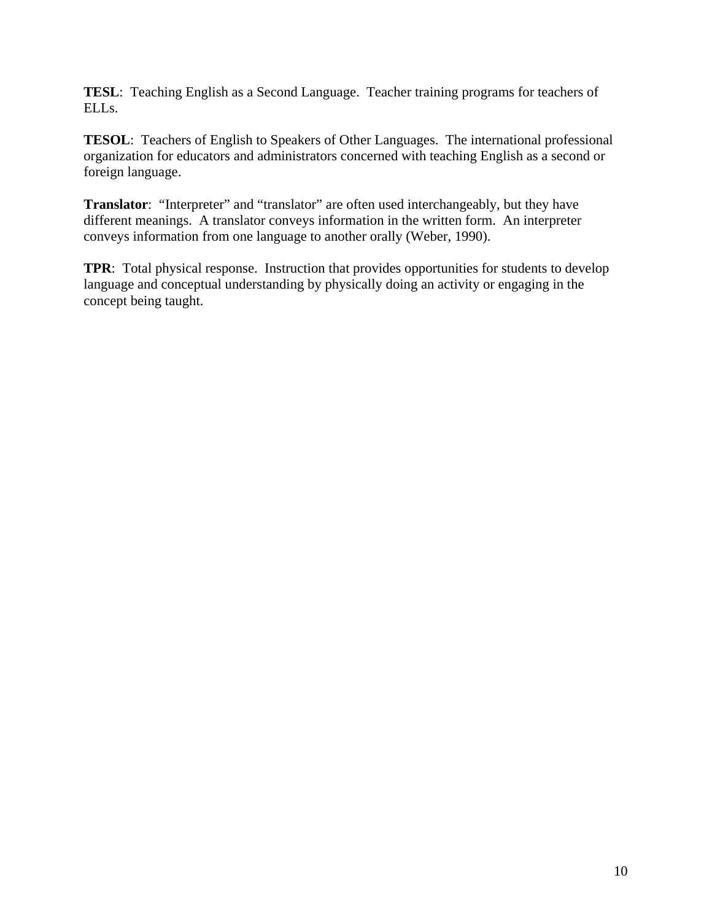**TESL**: Teaching English as a Second Language. Teacher training programs for teachers of ELLs.

**TESOL**: Teachers of English to Speakers of Other Languages. The international professional organization for educators and administrators concerned with teaching English as a second or foreign language.

**Translator**: "Interpreter" and "translator" are often used interchangeably, but they have different meanings. A translator conveys information in the written form. An interpreter conveys information from one language to another orally (Weber, 1990).

**TPR**: Total physical response. Instruction that provides opportunities for students to develop language and conceptual understanding by physically doing an activity or engaging in the concept being taught.